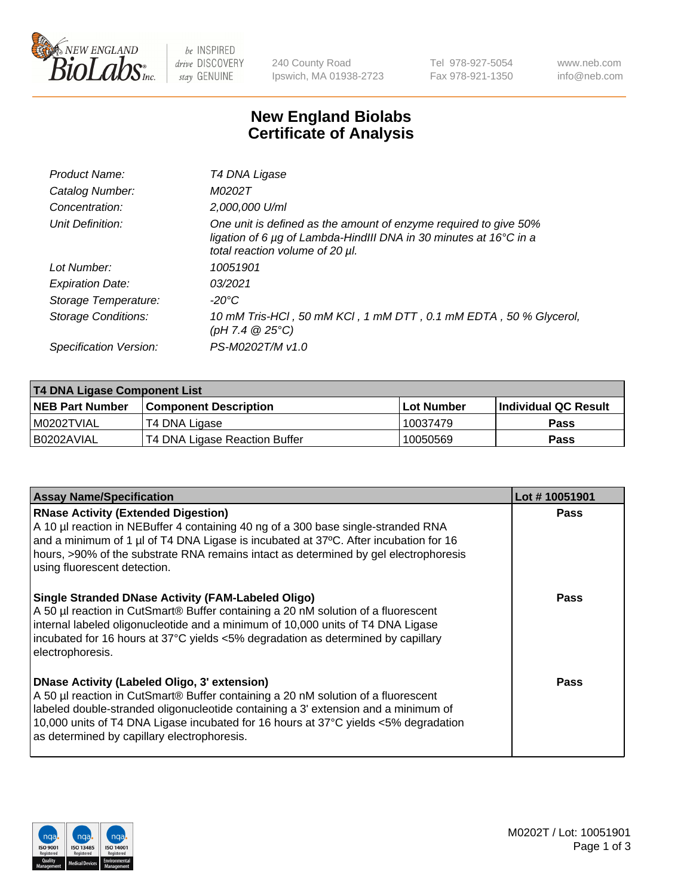# New England Biolabs Certificate of Analysis

| | |
|---|---|
| *Product Name:* | *T4 DNA Ligase* |
| *Catalog Number:* | *M0202T* |
| *Concentration:* | *2,000,000 U/ml* |
| *Unit Definition:* | *One unit is defined as the amount of enzyme required to give 50% ligation of 6 µg of Lambda-HindIII DNA in 30 minutes at 16°C in a total reaction volume of 20 µl.* |
| *Lot Number:* | *10051901* |
| *Expiration Date:* | *03/2021* |
| *Storage Temperature:* | *-20°C* |
| *Storage Conditions:* | *10 mM Tris-HCl , 50 mM KCl , 1 mM DTT , 0.1 mM EDTA , 50 % Glycerol, (pH 7.4 @ 25°C)* |
| *Specification Version:* | *PS-M0202T/M v1.0* |

| T4 DNA Ligase Component List | | | |
|---|---|---|---|
| **NEB Part Number** | **Component Description** | **Lot Number** | **Individual QC Result** |
| M0202TVIAL | T4 DNA Ligase | 10037479 | Pass |
| B0202AVIAL | T4 DNA Ligase Reaction Buffer | 10050569 | Pass |

| Assay Name/Specification | Lot # 10051901 |
|---|---|
| **RNase Activity (Extended Digestion)** A 10 µl reaction in NEBuffer 4 containing 40 ng of a 300 base single-stranded RNA and a minimum of 1 µl of T4 DNA Ligase is incubated at 37ºC. After incubation for 16 hours, >90% of the substrate RNA remains intact as determined by gel electrophoresis using fluorescent detection. | Pass |
| **Single Stranded DNase Activity (FAM-Labeled Oligo)** A 50 µl reaction in CutSmart® Buffer containing a 20 nM solution of a fluorescent internal labeled oligonucleotide and a minimum of 10,000 units of T4 DNA Ligase incubated for 16 hours at 37°C yields <5% degradation as determined by capillary electrophoresis. | Pass |
| **DNase Activity (Labeled Oligo, 3' extension)** A 50 µl reaction in CutSmart® Buffer containing a 20 nM solution of a fluorescent labeled double-stranded oligonucleotide containing a 3' extension and a minimum of 10,000 units of T4 DNA Ligase incubated for 16 hours at 37°C yields <5% degradation as determined by capillary electrophoresis. | Pass |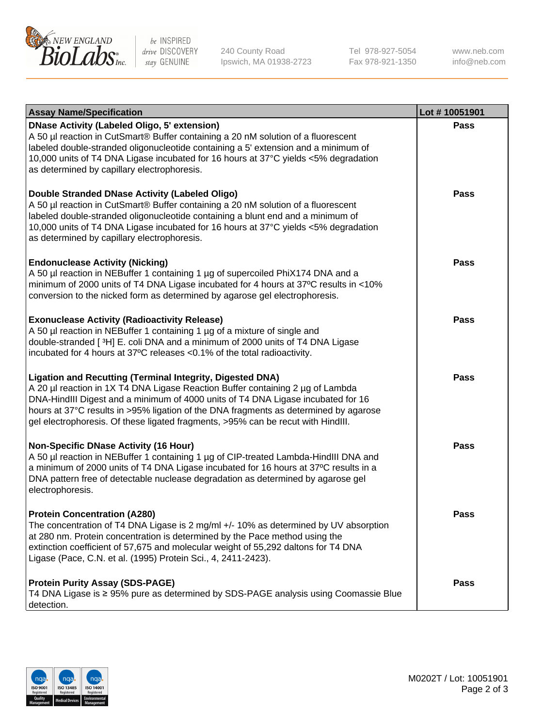| Assay Name/Specification | Lot # 10051901 |
|---|---|
| **DNase Activity (Labeled Oligo, 5' extension)**<br>A 50 µl reaction in CutSmart® Buffer containing a 20 nM solution of a fluorescent labeled double-stranded oligonucleotide containing a 5' extension and a minimum of 10,000 units of T4 DNA Ligase incubated for 16 hours at 37°C yields <5% degradation as determined by capillary electrophoresis. | Pass |
| **Double Stranded DNase Activity (Labeled Oligo)**<br>A 50 µl reaction in CutSmart® Buffer containing a 20 nM solution of a fluorescent labeled double-stranded oligonucleotide containing a blunt end and a minimum of 10,000 units of T4 DNA Ligase incubated for 16 hours at 37°C yields <5% degradation as determined by capillary electrophoresis. | Pass |
| **Endonuclease Activity (Nicking)**<br>A 50 µl reaction in NEBuffer 1 containing 1 µg of supercoiled PhiX174 DNA and a minimum of 2000 units of T4 DNA Ligase incubated for 4 hours at 37ºC results in <10% conversion to the nicked form as determined by agarose gel electrophoresis. | Pass |
| **Exonuclease Activity (Radioactivity Release)**<br>A 50 µl reaction in NEBuffer 1 containing 1 µg of a mixture of single and double-stranded [ $^3$H] E. coli DNA and a minimum of 2000 units of T4 DNA Ligase incubated for 4 hours at 37ºC releases <0.1% of the total radioactivity. | Pass |
| **Ligation and Recutting (Terminal Integrity, Digested DNA)**<br>A 20 µl reaction in 1X T4 DNA Ligase Reaction Buffer containing 2 µg of Lambda DNA-HindIII Digest and a minimum of 4000 units of T4 DNA Ligase incubated for 16 hours at 37°C results in >95% ligation of the DNA fragments as determined by agarose gel electrophoresis. Of these ligated fragments, >95% can be recut with HindIII. | Pass |
| **Non-Specific DNase Activity (16 Hour)**<br>A 50 µl reaction in NEBuffer 1 containing 1 µg of CIP-treated Lambda-HindIII DNA and a minimum of 2000 units of T4 DNA Ligase incubated for 16 hours at 37ºC results in a DNA pattern free of detectable nuclease degradation as determined by agarose gel electrophoresis. | Pass |
| **Protein Concentration (A280)**<br>The concentration of T4 DNA Ligase is 2 mg/ml +/- 10% as determined by UV absorption at 280 nm. Protein concentration is determined by the Pace method using the extinction coefficient of 57,675 and molecular weight of 55,292 daltons for T4 DNA Ligase (Pace, C.N. et al. (1995) Protein Sci., 4, 2411-2423). | Pass |
| **Protein Purity Assay (SDS-PAGE)**<br>T4 DNA Ligase is ≥ 95% pure as determined by SDS-PAGE analysis using Coomassie Blue detection. | Pass |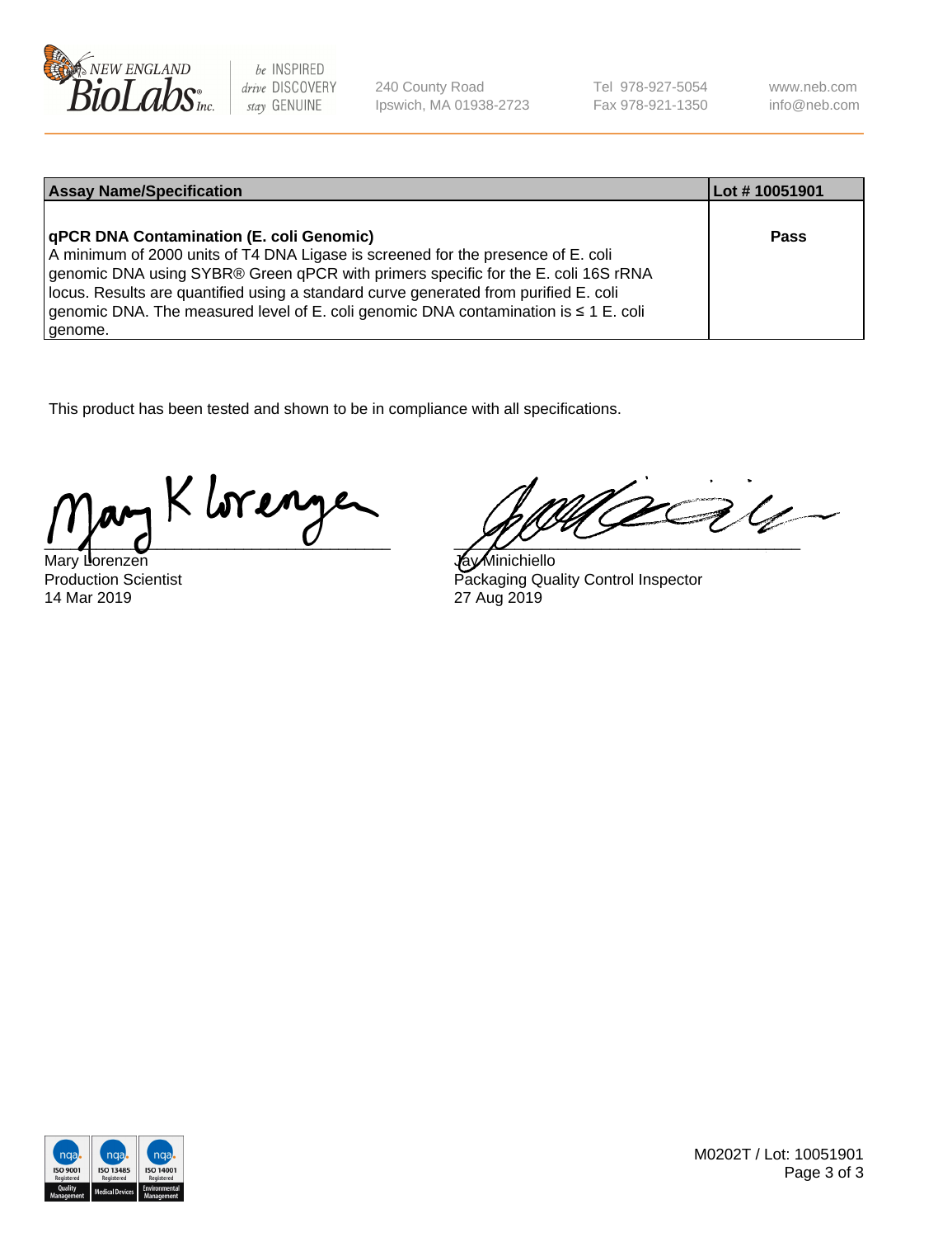New England BioLabs Inc. — be INSPIRED drive DISCOVERY stay GENUINE

240 County Road
Ipswich, MA 01938-2723

Tel 978-927-5054
Fax 978-921-1350

www.neb.com
info@neb.com

| Assay Name/Specification | Lot # 10051901 |
|---|---|
| **qPCR DNA Contamination (E. coli Genomic)**<br>A minimum of 2000 units of T4 DNA Ligase is screened for the presence of E. coli genomic DNA using SYBR® Green qPCR with primers specific for the E. coli 16S rRNA locus. Results are quantified using a standard curve generated from purified E. coli genomic DNA. The measured level of E. coli genomic DNA contamination is ≤ 1 E. coli genome. | **Pass** |

This product has been tested and shown to be in compliance with all specifications.

Mary Lorenzen
Production Scientist
14 Mar 2019

Jay Minichiello
Packaging Quality Control Inspector
27 Aug 2019

M0202T / Lot: 10051901